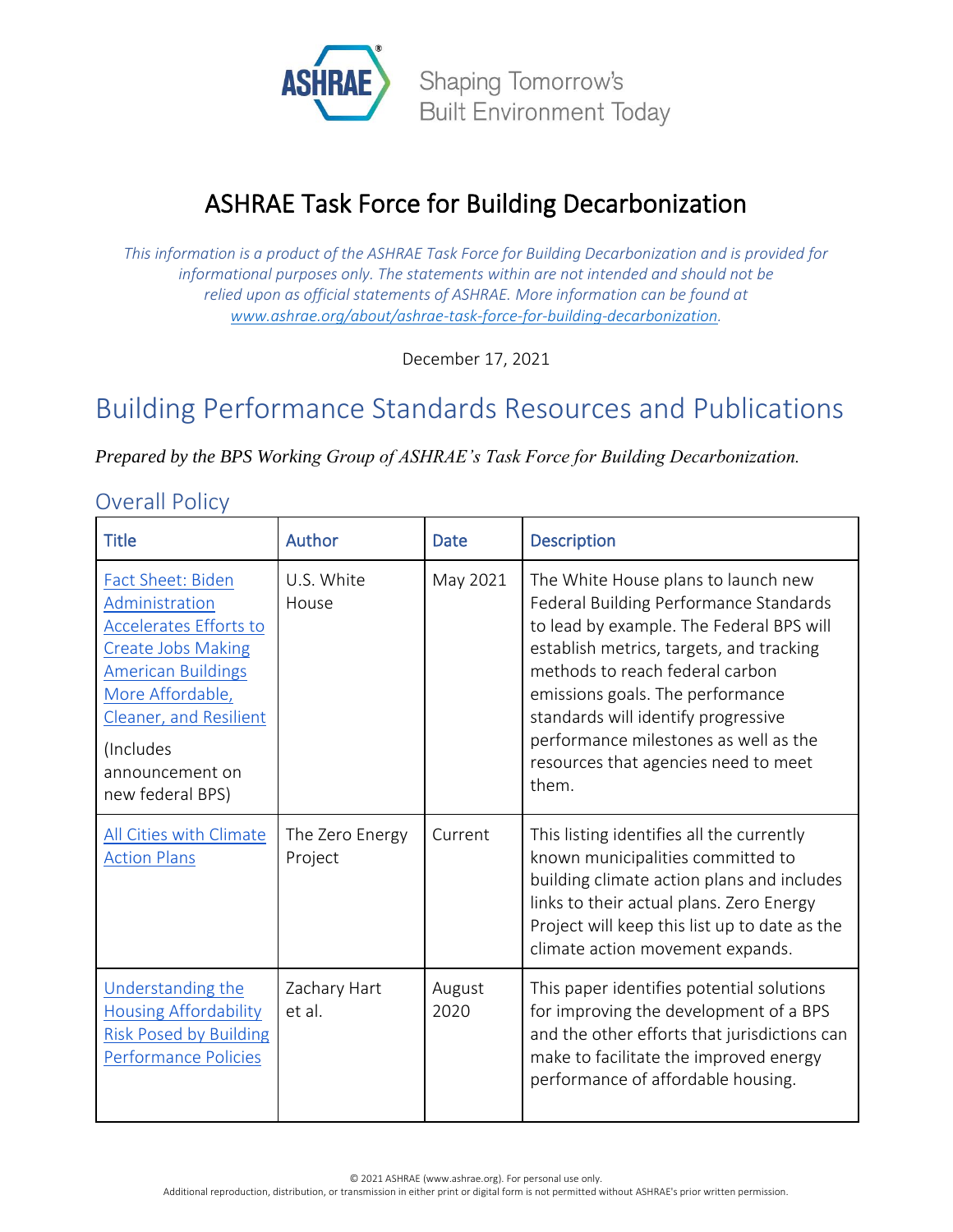ASHRAE Shaping Tomorrow's Built Environment Today

# ASHRAE Task Force for Building Decarbonization

*This information is a product of the ASHRAE Task Force for Building Decarbonization and is provided for informational purposes only. The statements within are not intended and should not be relied upon as official statements of ASHRAE. More information can be found at www.ashrae.org/about/ashrae-task-force-for-building-decarbonization.*

December 17, 2021

# Building Performance Standards Resources and Publications

*Prepared by the BPS Working Group of ASHRAE's Task Force for Building Decarbonization.*

## Overall Policy

| Title | Author | Date | Description |
|---|---|---|---|
| Fact Sheet: Biden Administration Accelerates Efforts to Create Jobs Making American Buildings More Affordable, Cleaner, and Resilient (Includes announcement on new federal BPS) | U.S. White House | May 2021 | The White House plans to launch new Federal Building Performance Standards to lead by example. The Federal BPS will establish metrics, targets, and tracking methods to reach federal carbon emissions goals. The performance standards will identify progressive performance milestones as well as the resources that agencies need to meet them. |
| All Cities with Climate Action Plans | The Zero Energy Project | Current | This listing identifies all the currently known municipalities committed to building climate action plans and includes links to their actual plans. Zero Energy Project will keep this list up to date as the climate action movement expands. |
| Understanding the Housing Affordability Risk Posed by Building Performance Policies | Zachary Hart et al. | August 2020 | This paper identifies potential solutions for improving the development of a BPS and the other efforts that jurisdictions can make to facilitate the improved energy performance of affordable housing. |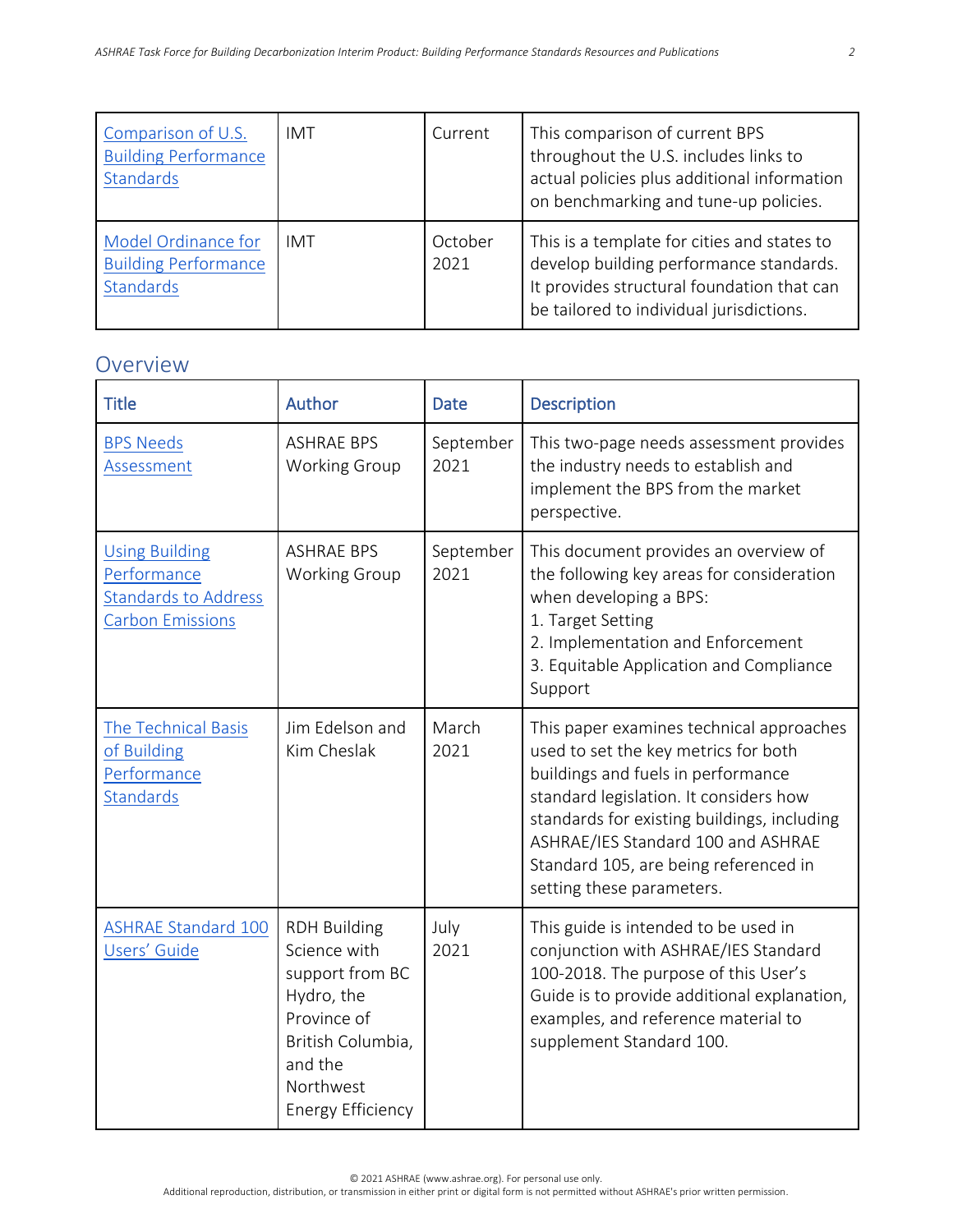| [Comparison of U.S. Building Performance Standards] | IMT | Current | This comparison of current BPS throughout the U.S. includes links to actual policies plus additional information on benchmarking and tune-up policies. |
|---|---|---|---|
| [Model Ordinance for Building Performance Standards] | IMT | October 2021 | This is a template for cities and states to develop building performance standards. It provides structural foundation that can be tailored to individual jurisdictions. |

## Overview

| Title | Author | Date | Description |
|---|---|---|---|
| [BPS Needs Assessment] | ASHRAE BPS Working Group | September 2021 | This two-page needs assessment provides the industry needs to establish and implement the BPS from the market perspective. |
| [Using Building Performance Standards to Address Carbon Emissions] | ASHRAE BPS Working Group | September 2021 | This document provides an overview of the following key areas for consideration when developing a BPS:<br>1. Target Setting<br>2. Implementation and Enforcement<br>3. Equitable Application and Compliance Support |
| [The Technical Basis of Building Performance Standards] | Jim Edelson and Kim Cheslak | March 2021 | This paper examines technical approaches used to set the key metrics for both buildings and fuels in performance standard legislation. It considers how standards for existing buildings, including ASHRAE/IES Standard 100 and ASHRAE Standard 105, are being referenced in setting these parameters. |
| [ASHRAE Standard 100 Users' Guide] | RDH Building Science with support from BC Hydro, the Province of British Columbia, and the Northwest Energy Efficiency | July 2021 | This guide is intended to be used in conjunction with ASHRAE/IES Standard 100-2018. The purpose of this User's Guide is to provide additional explanation, examples, and reference material to supplement Standard 100. |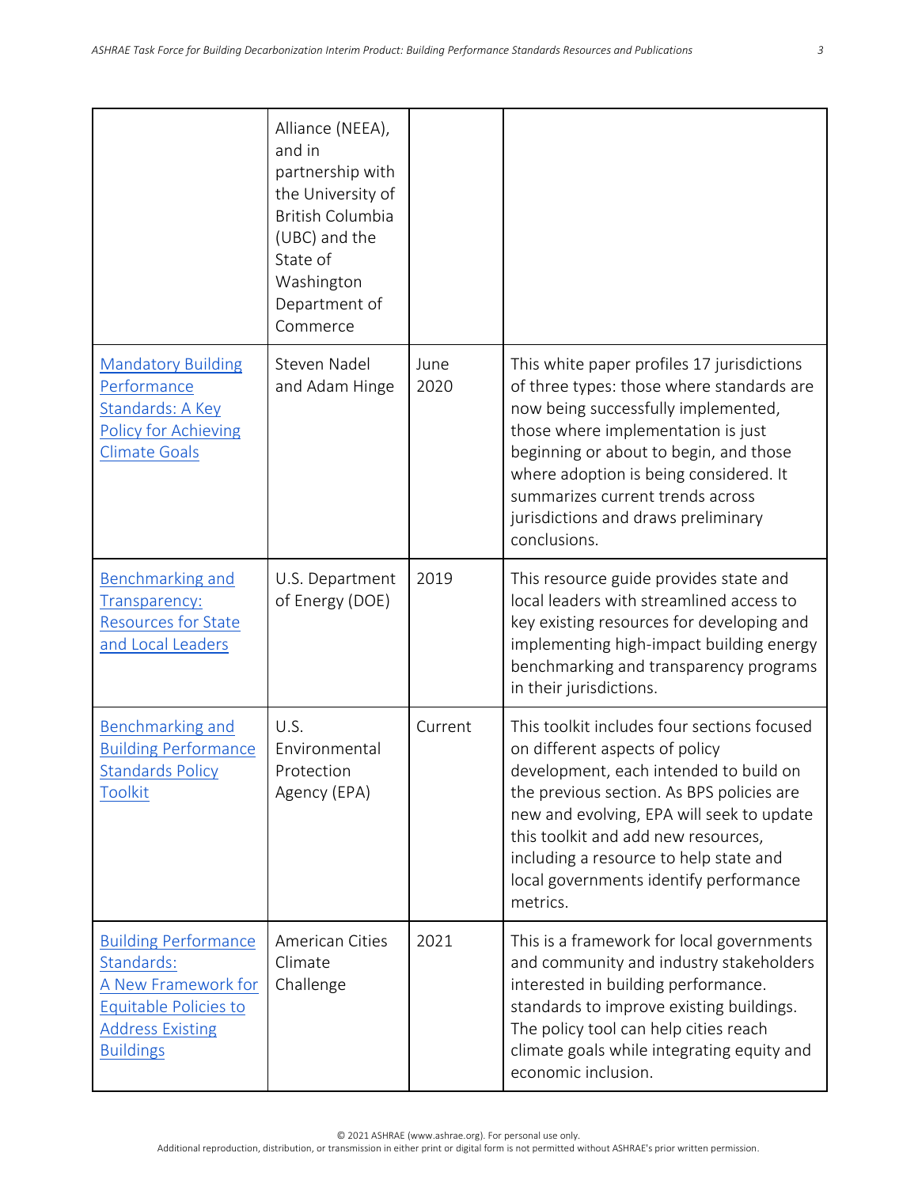|  | Alliance (NEEA), and in partnership with the University of British Columbia (UBC) and the State of Washington Department of Commerce |  |  |
| --- | --- | --- | --- |
| Mandatory Building Performance Standards: A Key Policy for Achieving Climate Goals | Steven Nadel and Adam Hinge | June 2020 | This white paper profiles 17 jurisdictions of three types: those where standards are now being successfully implemented, those where implementation is just beginning or about to begin, and those where adoption is being considered. It summarizes current trends across jurisdictions and draws preliminary conclusions. |
| Benchmarking and Transparency: Resources for State and Local Leaders | U.S. Department of Energy (DOE) | 2019 | This resource guide provides state and local leaders with streamlined access to key existing resources for developing and implementing high-impact building energy benchmarking and transparency programs in their jurisdictions. |
| Benchmarking and Building Performance Standards Policy Toolkit | U.S. Environmental Protection Agency (EPA) | Current | This toolkit includes four sections focused on different aspects of policy development, each intended to build on the previous section. As BPS policies are new and evolving, EPA will seek to update this toolkit and add new resources, including a resource to help state and local governments identify performance metrics. |
| Building Performance Standards: A New Framework for Equitable Policies to Address Existing Buildings | American Cities Climate Challenge | 2021 | This is a framework for local governments and community and industry stakeholders interested in building performance. standards to improve existing buildings. The policy tool can help cities reach climate goals while integrating equity and economic inclusion. |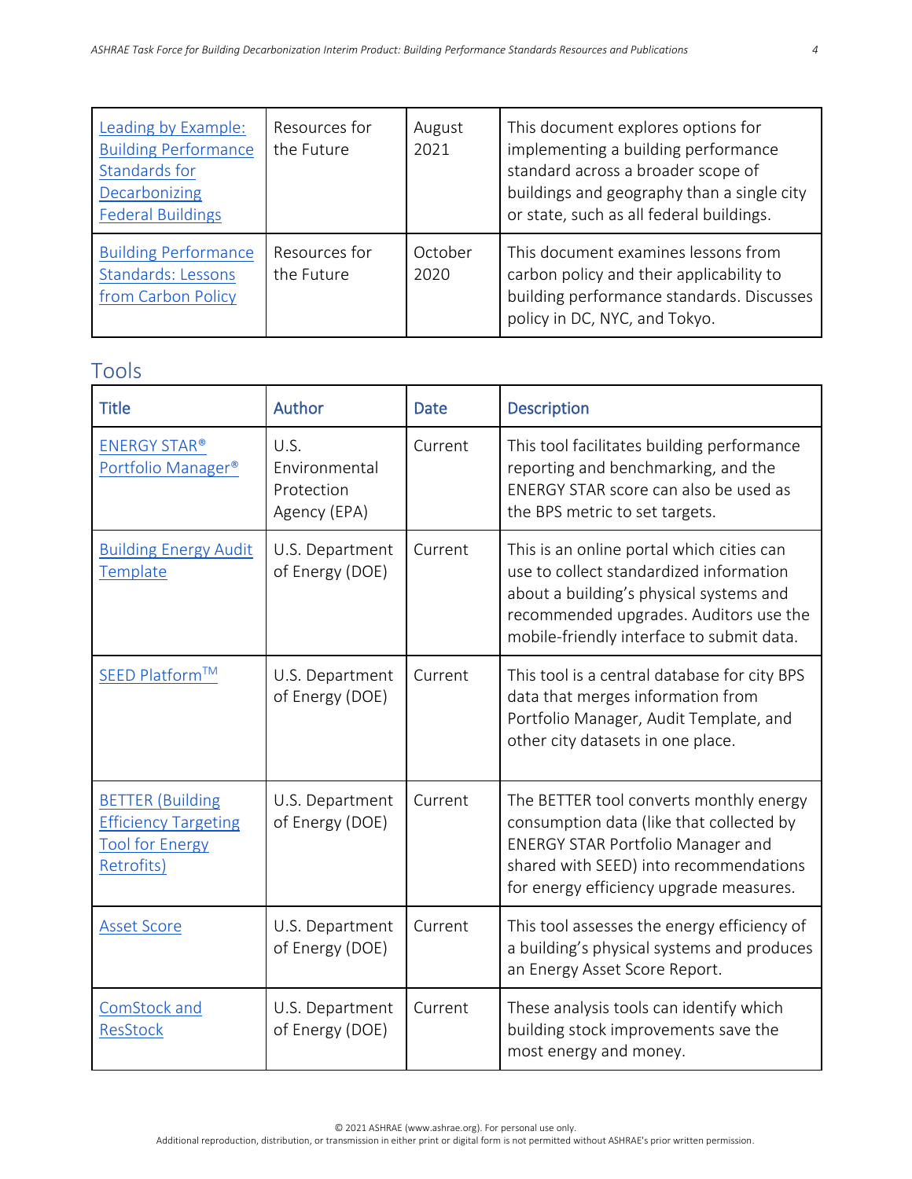| Leading by Example: Building Performance Standards for Decarbonizing Federal Buildings | Resources for the Future | August 2021 | This document explores options for implementing a building performance standard across a broader scope of buildings and geography than a single city or state, such as all federal buildings. |
|---|---|---|---|
| Building Performance Standards: Lessons from Carbon Policy | Resources for the Future | October 2020 | This document examines lessons from carbon policy and their applicability to building performance standards. Discusses policy in DC, NYC, and Tokyo. |

## Tools

| Title | Author | Date | Description |
|---|---|---|---|
| ENERGY STAR® Portfolio Manager® | U.S. Environmental Protection Agency (EPA) | Current | This tool facilitates building performance reporting and benchmarking, and the ENERGY STAR score can also be used as the BPS metric to set targets. |
| Building Energy Audit Template | U.S. Department of Energy (DOE) | Current | This is an online portal which cities can use to collect standardized information about a building's physical systems and recommended upgrades. Auditors use the mobile-friendly interface to submit data. |
| SEED Platform™ | U.S. Department of Energy (DOE) | Current | This tool is a central database for city BPS data that merges information from Portfolio Manager, Audit Template, and other city datasets in one place. |
| BETTER (Building Efficiency Targeting Tool for Energy Retrofits) | U.S. Department of Energy (DOE) | Current | The BETTER tool converts monthly energy consumption data (like that collected by ENERGY STAR Portfolio Manager and shared with SEED) into recommendations for energy efficiency upgrade measures. |
| Asset Score | U.S. Department of Energy (DOE) | Current | This tool assesses the energy efficiency of a building's physical systems and produces an Energy Asset Score Report. |
| ComStock and ResStock | U.S. Department of Energy (DOE) | Current | These analysis tools can identify which building stock improvements save the most energy and money. |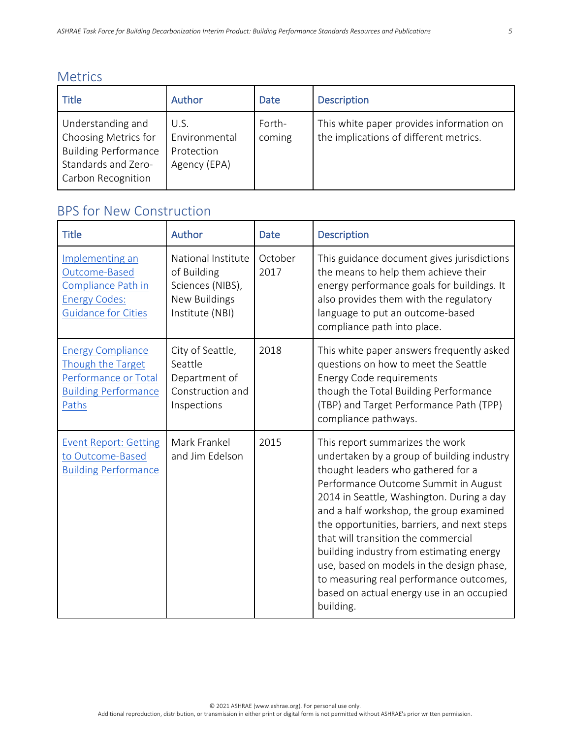## Metrics

| Title | Author | Date | Description |
| --- | --- | --- | --- |
| Understanding and Choosing Metrics for Building Performance Standards and Zero-Carbon Recognition | U.S. Environmental Protection Agency (EPA) | Forth-coming | This white paper provides information on the implications of different metrics. |

## BPS for New Construction

| Title | Author | Date | Description |
| --- | --- | --- | --- |
| Implementing an Outcome-Based Compliance Path in Energy Codes: Guidance for Cities | National Institute of Building Sciences (NIBS), New Buildings Institute (NBI) | October 2017 | This guidance document gives jurisdictions the means to help them achieve their energy performance goals for buildings. It also provides them with the regulatory language to put an outcome-based compliance path into place. |
| Energy Compliance Though the Target Performance or Total Building Performance Paths | City of Seattle, Seattle Department of Construction and Inspections | 2018 | This white paper answers frequently asked questions on how to meet the Seattle Energy Code requirements though the Total Building Performance (TBP) and Target Performance Path (TPP) compliance pathways. |
| Event Report: Getting to Outcome-Based Building Performance | Mark Frankel and Jim Edelson | 2015 | This report summarizes the work undertaken by a group of building industry thought leaders who gathered for a Performance Outcome Summit in August 2014 in Seattle, Washington. During a day and a half workshop, the group examined the opportunities, barriers, and next steps that will transition the commercial building industry from estimating energy use, based on models in the design phase, to measuring real performance outcomes, based on actual energy use in an occupied building. |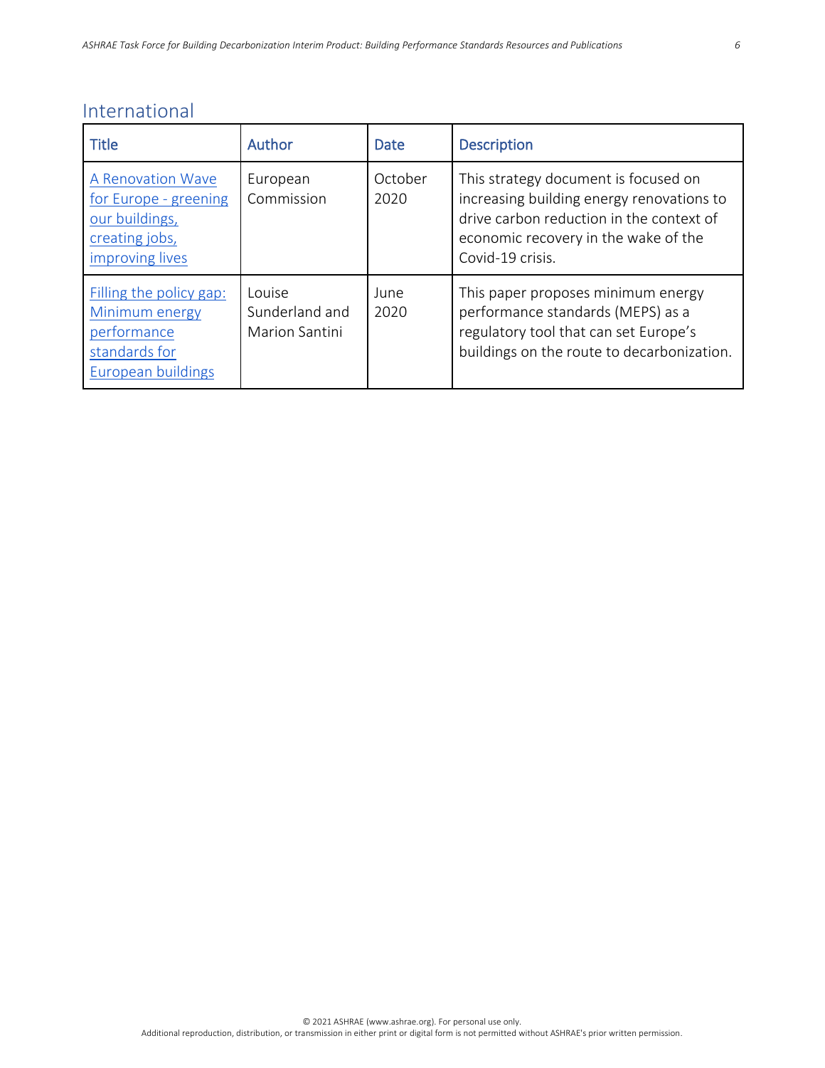## International

| Title | Author | Date | Description |
|---|---|---|---|
| A Renovation Wave for Europe - greening our buildings, creating jobs, improving lives | European Commission | October 2020 | This strategy document is focused on increasing building energy renovations to drive carbon reduction in the context of economic recovery in the wake of the Covid-19 crisis. |
| Filling the policy gap: Minimum energy performance standards for European buildings | Louise Sunderland and Marion Santini | June 2020 | This paper proposes minimum energy performance standards (MEPS) as a regulatory tool that can set Europe's buildings on the route to decarbonization. |

© 2021 ASHRAE (www.ashrae.org). For personal use only.
Additional reproduction, distribution, or transmission in either print or digital form is not permitted without ASHRAE's prior written permission.